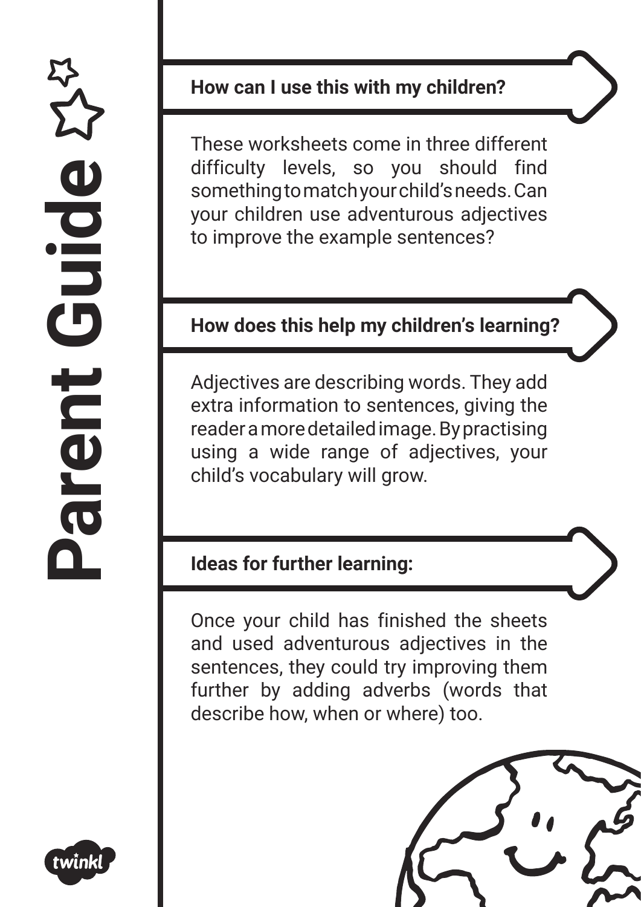# Parent Guide

## How can I use this with my children?

These worksheets come in three different difficulty levels, so you should find something to match your child's needs. Can your children use adventurous adjectives to improve the example sentences?

## How does this help my children's learning?

Adjectives are describing words. They add extra information to sentences, giving the reader a more detailed image. By practising using a wide range of adjectives, your child's vocabulary will grow.

## Ideas for further learning:

Once your child has finished the sheets and used adventurous adjectives in the sentences, they could try improving them further by adding adverbs (words that describe how, when or where) too.

twinkl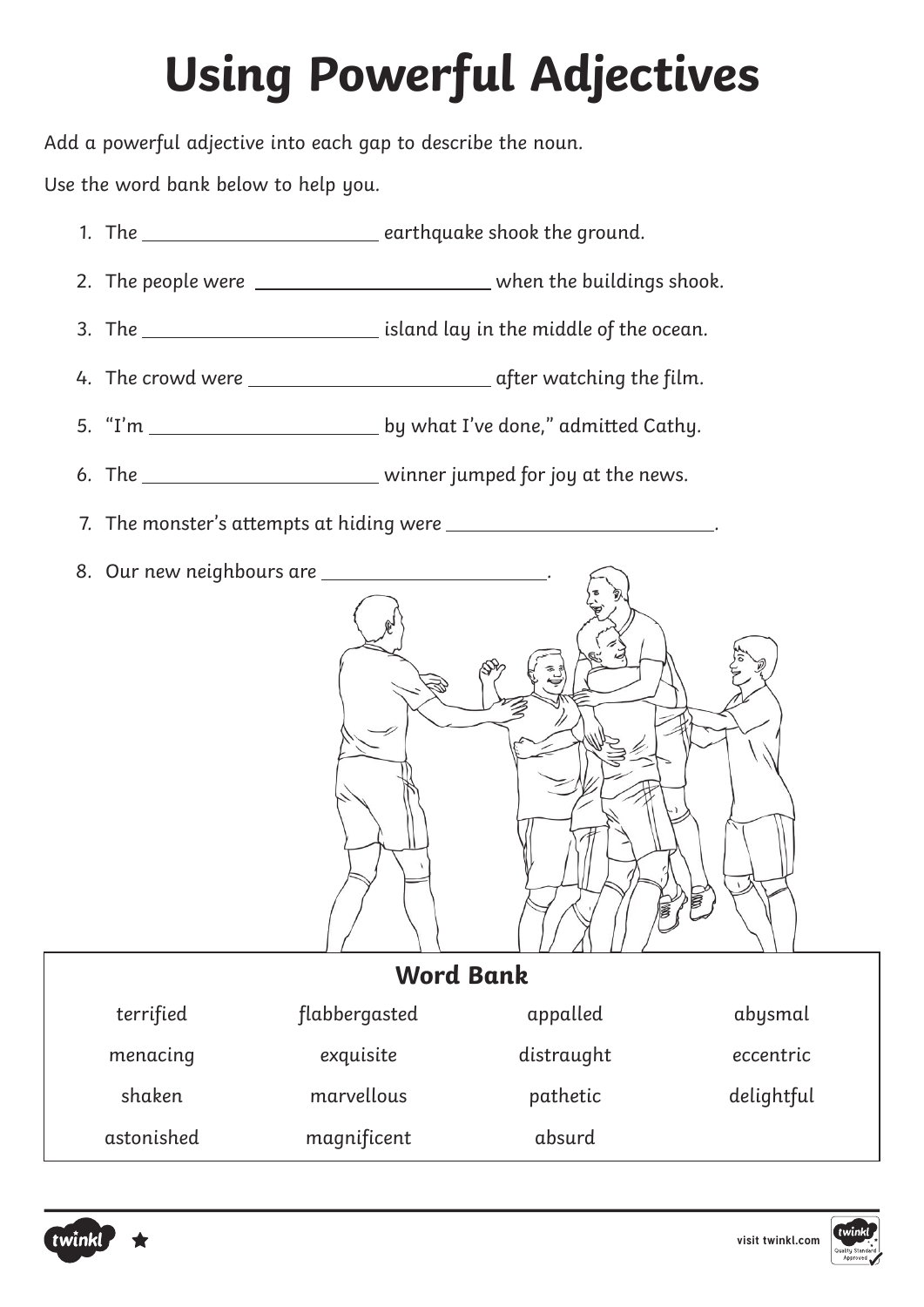# Using Powerful Adjectives

Add a powerful adjective into each gap to describe the noun.

Use the word bank below to help you.

1. The ______________________ earthquake shook the ground.
2. The people were ______________________ when the buildings shook.
3. The ______________________ island lay in the middle of the ocean.
4. The crowd were ______________________ after watching the film.
5. "I'm ______________________ by what I've done," admitted Cathy.
6. The ______________________ winner jumped for joy at the news.
7. The monster's attempts at hiding were ______________________.
8. Our new neighbours are ______________________.

**Word Bank**

| | | | |
|---|---|---|---|
| terrified | flabbergasted | appalled | abysmal |
| menacing | exquisite | distraught | eccentric |
| shaken | marvellous | pathetic | delightful |
| astonished | magnificent | absurd | |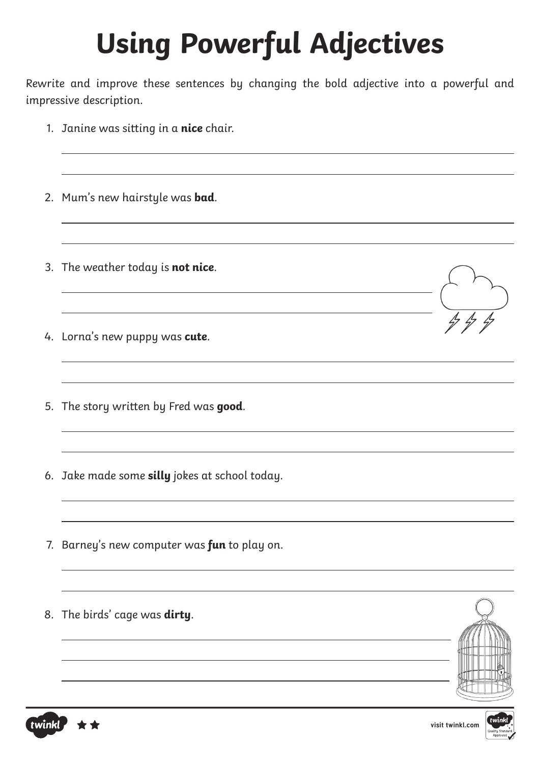# Using Powerful Adjectives

Rewrite and improve these sentences by changing the bold adjective into a powerful and impressive description.

1. Janine was sitting in a **nice** chair.

2. Mum's new hairstyle was **bad**.

3. The weather today is **not nice**.

4. Lorna's new puppy was **cute**.

5. The story written by Fred was **good**.

6. Jake made some **silly** jokes at school today.

7. Barney's new computer was **fun** to play on.

8. The birds' cage was **dirty**.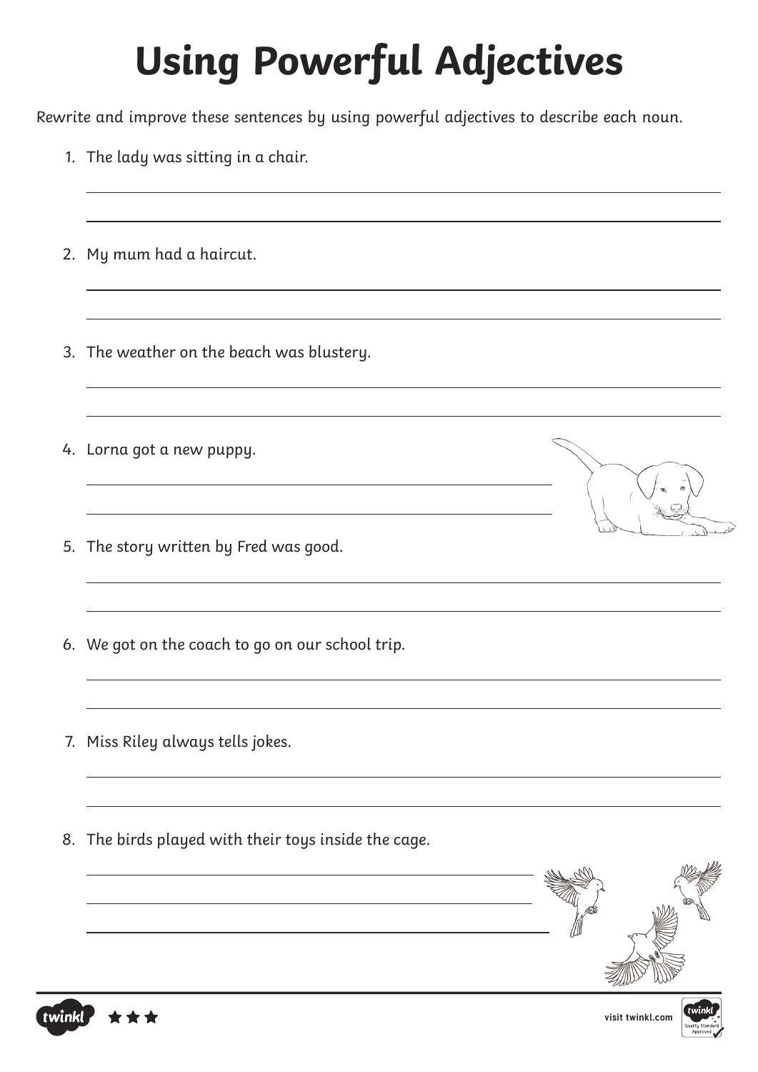# Using Powerful Adjectives

Rewrite and improve these sentences by using powerful adjectives to describe each noun.

1. The lady was sitting in a chair.

2. My mum had a haircut.

3. The weather on the beach was blustery.

4. Lorna got a new puppy.

5. The story written by Fred was good.

6. We got on the coach to go on our school trip.

7. Miss Riley always tells jokes.

8. The birds played with their toys inside the cage.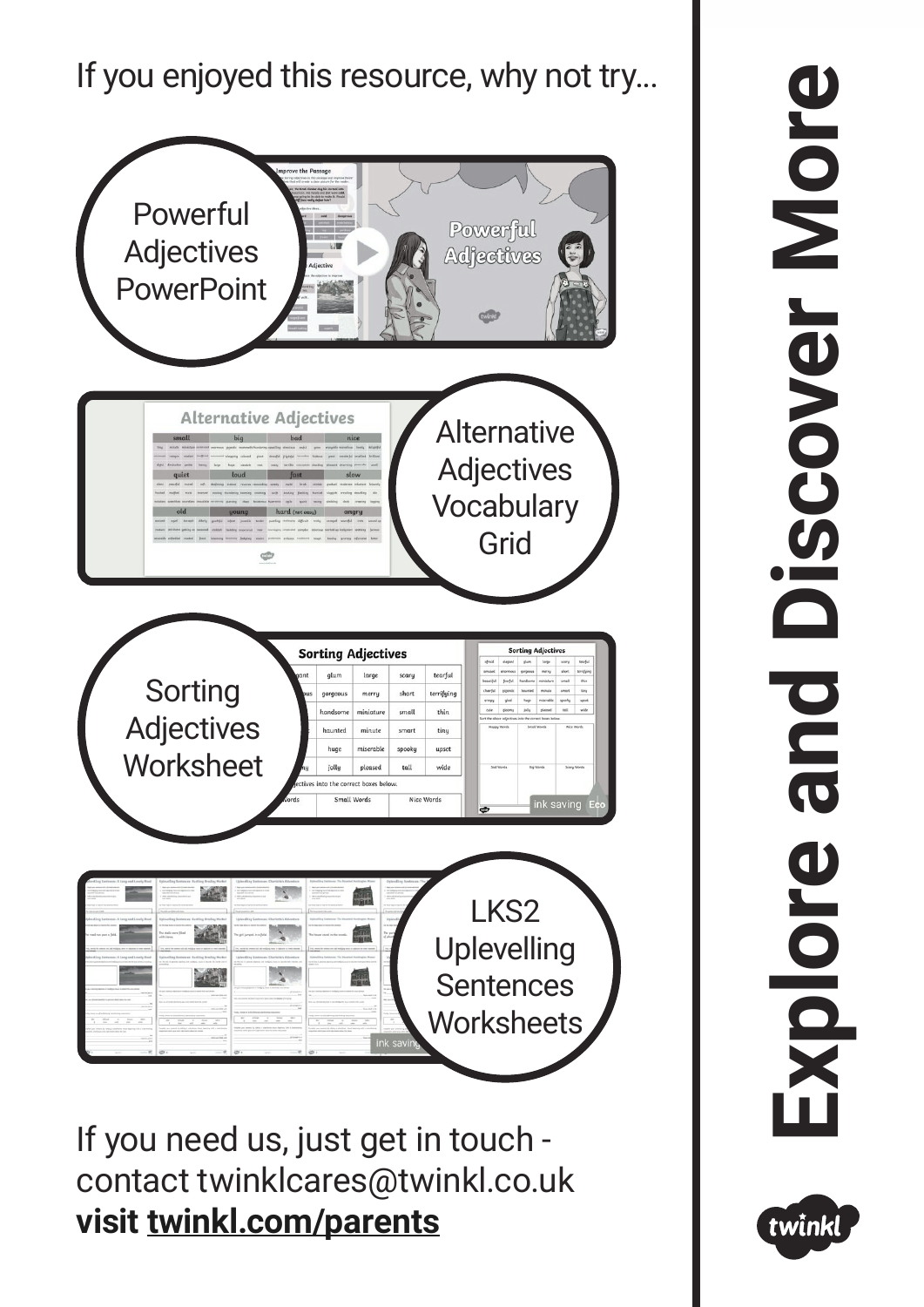If you enjoyed this resource, why not try...

Powerful Adjectives PowerPoint

Alternative Adjectives Vocabulary Grid

Sorting Adjectives Worksheet

LKS2 Uplevelling Sentences Worksheets

If you need us, just get in touch - contact twinklcares@twinkl.co.uk
**visit twinkl.com/parents**

# Explore and Discover More